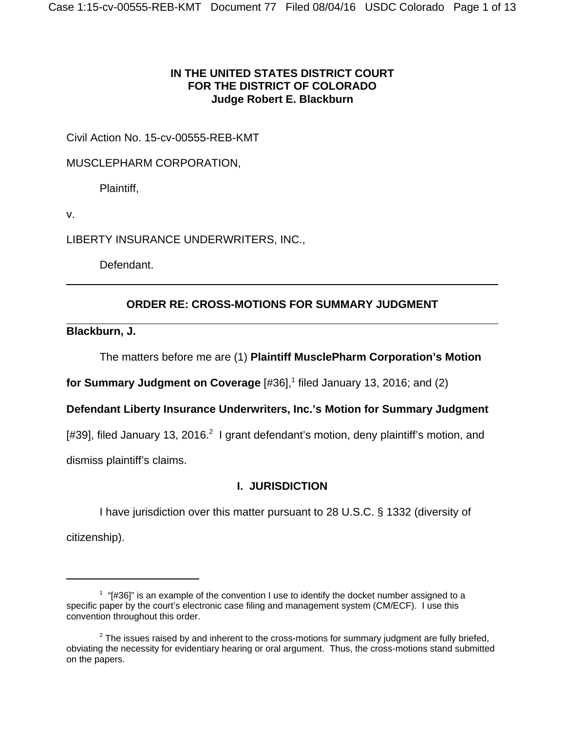**IN THE UNITED STATES DISTRICT COURT**
**FOR THE DISTRICT OF COLORADO**
**Judge Robert E. Blackburn**

Civil Action No. 15-cv-00555-REB-KMT

MUSCLEPHARM CORPORATION,

Plaintiff,

v.

LIBERTY INSURANCE UNDERWRITERS, INC.,

Defendant.

---

**ORDER RE: CROSS-MOTIONS FOR SUMMARY JUDGMENT**

---

**Blackburn, J.**

The matters before me are (1) **Plaintiff MusclePharm Corporation's Motion for Summary Judgment on Coverage** [#36],[1] filed January 13, 2016; and (2) **Defendant Liberty Insurance Underwriters, Inc.'s Motion for Summary Judgment** [#39], filed January 13, 2016.[2] I grant defendant's motion, deny plaintiff's motion, and dismiss plaintiff's claims.

## I. JURISDICTION

I have jurisdiction over this matter pursuant to 28 U.S.C. § 1332 (diversity of citizenship).

---

[1] "[#36]" is an example of the convention I use to identify the docket number assigned to a specific paper by the court's electronic case filing and management system (CM/ECF). I use this convention throughout this order.

[2] The issues raised by and inherent to the cross-motions for summary judgment are fully briefed, obviating the necessity for evidentiary hearing or oral argument. Thus, the cross-motions stand submitted on the papers.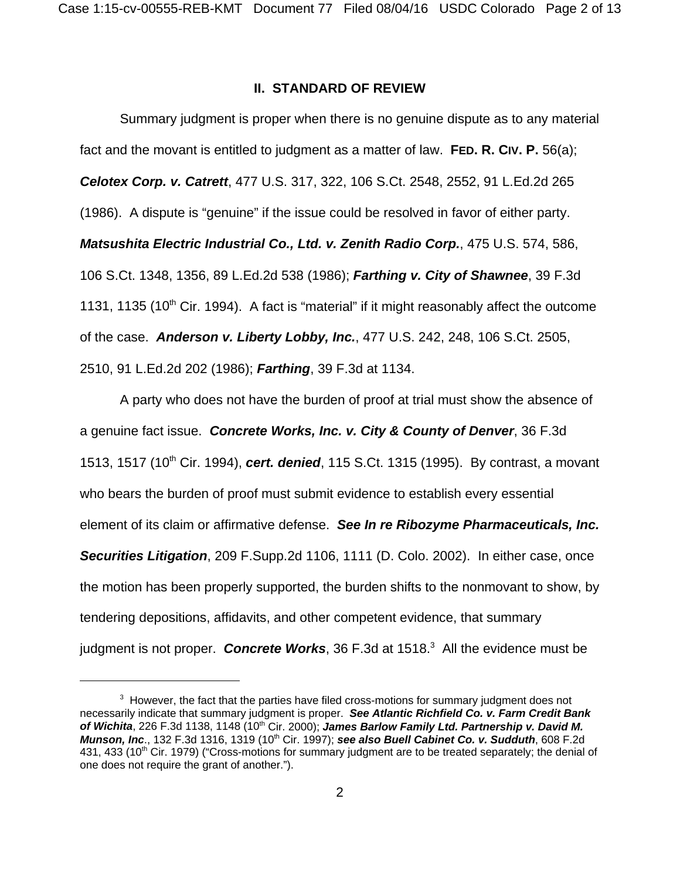## II. STANDARD OF REVIEW

Summary judgment is proper when there is no genuine dispute as to any material fact and the movant is entitled to judgment as a matter of law. **FED. R. CIV. P.** 56(a); ***Celotex Corp. v. Catrett***, 477 U.S. 317, 322, 106 S.Ct. 2548, 2552, 91 L.Ed.2d 265 (1986). A dispute is "genuine" if the issue could be resolved in favor of either party. ***Matsushita Electric Industrial Co., Ltd. v. Zenith Radio Corp.***, 475 U.S. 574, 586, 106 S.Ct. 1348, 1356, 89 L.Ed.2d 538 (1986); ***Farthing v. City of Shawnee***, 39 F.3d 1131, 1135 (10th Cir. 1994). A fact is "material" if it might reasonably affect the outcome of the case. ***Anderson v. Liberty Lobby, Inc.***, 477 U.S. 242, 248, 106 S.Ct. 2505, 2510, 91 L.Ed.2d 202 (1986); ***Farthing***, 39 F.3d at 1134.

A party who does not have the burden of proof at trial must show the absence of a genuine fact issue. ***Concrete Works, Inc. v. City & County of Denver***, 36 F.3d 1513, 1517 (10th Cir. 1994), ***cert. denied***, 115 S.Ct. 1315 (1995). By contrast, a movant who bears the burden of proof must submit evidence to establish every essential element of its claim or affirmative defense. ***See In re Ribozyme Pharmaceuticals, Inc. Securities Litigation***, 209 F.Supp.2d 1106, 1111 (D. Colo. 2002). In either case, once the motion has been properly supported, the burden shifts to the nonmovant to show, by tendering depositions, affidavits, and other competent evidence, that summary judgment is not proper. ***Concrete Works***, 36 F.3d at 1518.[3] All the evidence must be

---

[3] However, the fact that the parties have filed cross-motions for summary judgment does not necessarily indicate that summary judgment is proper. ***See Atlantic Richfield Co. v. Farm Credit Bank of Wichita***, 226 F.3d 1138, 1148 (10th Cir. 2000); ***James Barlow Family Ltd. Partnership v. David M. Munson, Inc***., 132 F.3d 1316, 1319 (10th Cir. 1997); ***see also Buell Cabinet Co. v. Sudduth***, 608 F.2d 431, 433 (10th Cir. 1979) ("Cross-motions for summary judgment are to be treated separately; the denial of one does not require the grant of another.").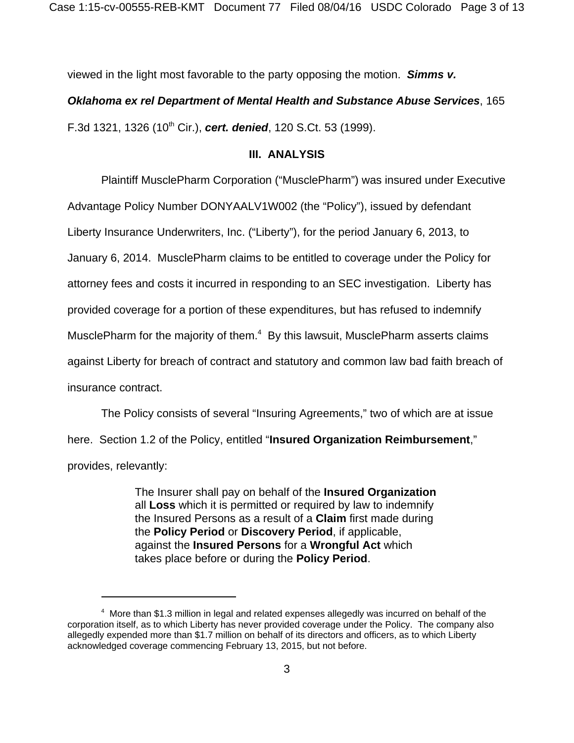viewed in the light most favorable to the party opposing the motion. ***Simms v. Oklahoma ex rel Department of Mental Health and Substance Abuse Services***, 165 F.3d 1321, 1326 (10th Cir.), ***cert. denied***, 120 S.Ct. 53 (1999).

## III. ANALYSIS

Plaintiff MusclePharm Corporation ("MusclePharm") was insured under Executive Advantage Policy Number DONYAALV1W002 (the "Policy"), issued by defendant Liberty Insurance Underwriters, Inc. ("Liberty"), for the period January 6, 2013, to January 6, 2014. MusclePharm claims to be entitled to coverage under the Policy for attorney fees and costs it incurred in responding to an SEC investigation. Liberty has provided coverage for a portion of these expenditures, but has refused to indemnify MusclePharm for the majority of them.[4] By this lawsuit, MusclePharm asserts claims against Liberty for breach of contract and statutory and common law bad faith breach of insurance contract.

The Policy consists of several "Insuring Agreements," two of which are at issue here. Section 1.2 of the Policy, entitled "**Insured Organization Reimbursement**," provides, relevantly:

> The Insurer shall pay on behalf of the **Insured Organization** all **Loss** which it is permitted or required by law to indemnify the Insured Persons as a result of a **Claim** first made during the **Policy Period** or **Discovery Period**, if applicable, against the **Insured Persons** for a **Wrongful Act** which takes place before or during the **Policy Period**.

---

[4] More than $1.3 million in legal and related expenses allegedly was incurred on behalf of the corporation itself, as to which Liberty has never provided coverage under the Policy. The company also allegedly expended more than $1.7 million on behalf of its directors and officers, as to which Liberty acknowledged coverage commencing February 13, 2015, but not before.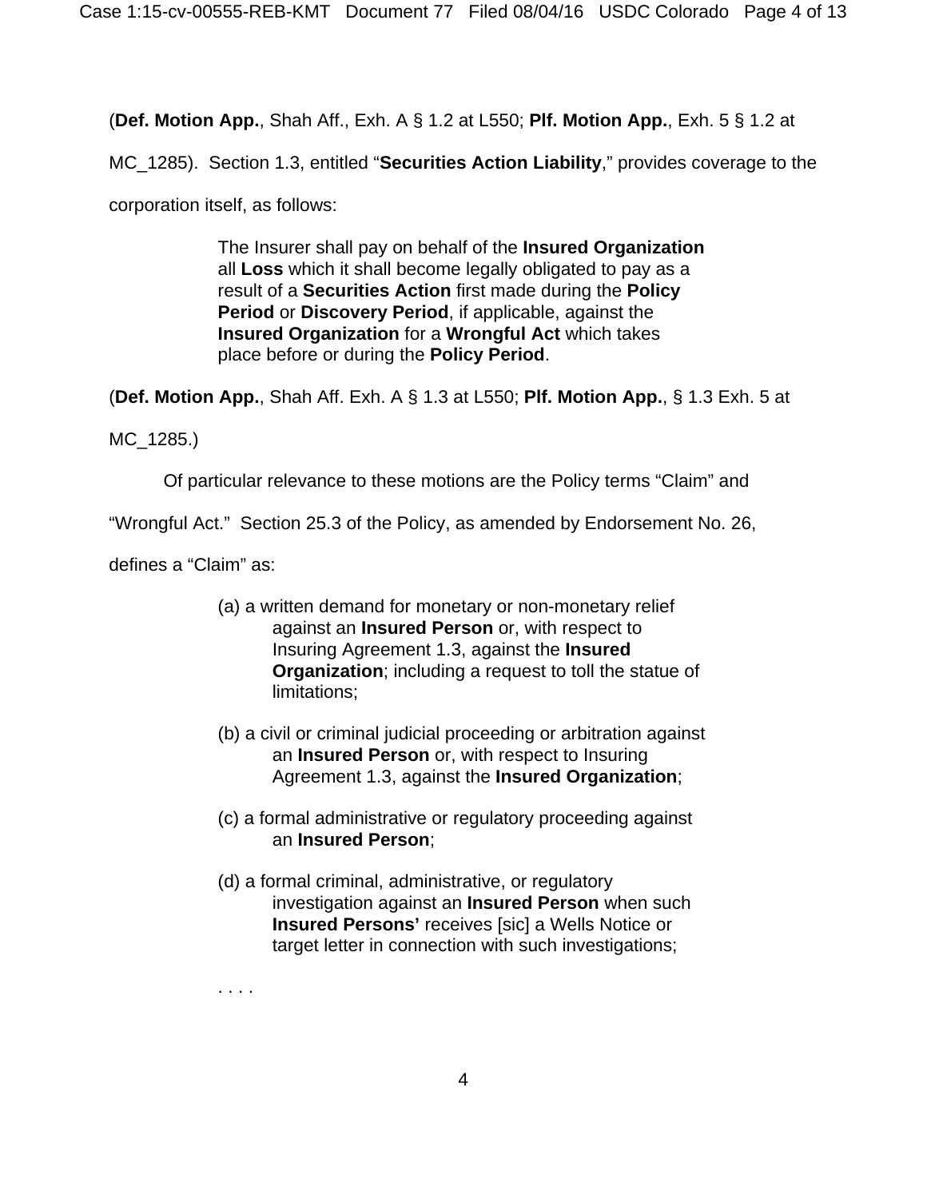(**Def. Motion App.**, Shah Aff., Exh. A § 1.2 at L550; **Plf. Motion App.**, Exh. 5 § 1.2 at MC_1285). Section 1.3, entitled "**Securities Action Liability**," provides coverage to the corporation itself, as follows:

> The Insurer shall pay on behalf of the **Insured Organization** all **Loss** which it shall become legally obligated to pay as a result of a **Securities Action** first made during the **Policy Period** or **Discovery Period**, if applicable, against the **Insured Organization** for a **Wrongful Act** which takes place before or during the **Policy Period**.

(**Def. Motion App.**, Shah Aff. Exh. A § 1.3 at L550; **Plf. Motion App.**, § 1.3 Exh. 5 at MC_1285.)

Of particular relevance to these motions are the Policy terms "Claim" and "Wrongful Act." Section 25.3 of the Policy, as amended by Endorsement No. 26, defines a "Claim" as:

> (a) a written demand for monetary or non-monetary relief against an **Insured Person** or, with respect to Insuring Agreement 1.3, against the **Insured Organization**; including a request to toll the statue of limitations;
>
> (b) a civil or criminal judicial proceeding or arbitration against an **Insured Person** or, with respect to Insuring Agreement 1.3, against the **Insured Organization**;
>
> (c) a formal administrative or regulatory proceeding against an **Insured Person**;
>
> (d) a formal criminal, administrative, or regulatory investigation against an **Insured Person** when such **Insured Persons'** receives [sic] a Wells Notice or target letter in connection with such investigations;
>
> . . . .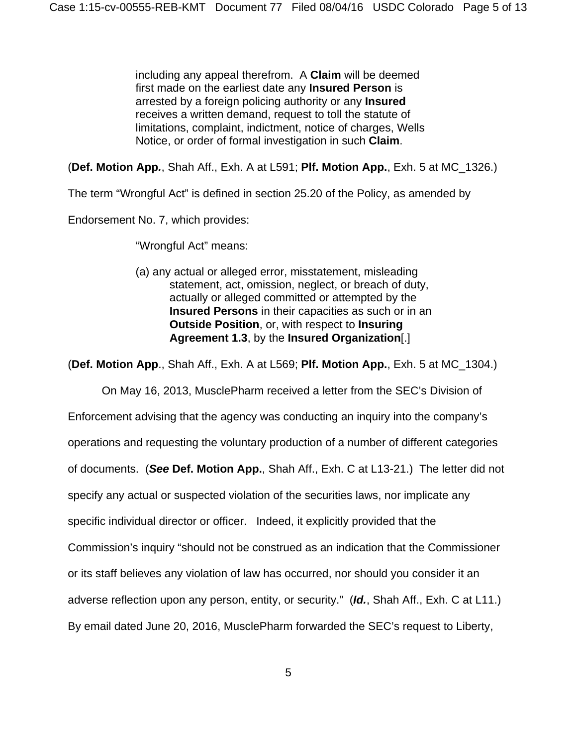> including any appeal therefrom. A **Claim** will be deemed first made on the earliest date any **Insured Person** is arrested by a foreign policing authority or any **Insured** receives a written demand, request to toll the statute of limitations, complaint, indictment, notice of charges, Wells Notice, or order of formal investigation in such **Claim**.

(**Def. Motion App.**, Shah Aff., Exh. A at L591; **Plf. Motion App.**, Exh. 5 at MC_1326.)

The term "Wrongful Act" is defined in section 25.20 of the Policy, as amended by Endorsement No. 7, which provides:

> "Wrongful Act" means:
>
> (a) any actual or alleged error, misstatement, misleading statement, act, omission, neglect, or breach of duty, actually or alleged committed or attempted by the **Insured Persons** in their capacities as such or in an **Outside Position**, or, with respect to **Insuring Agreement 1.3**, by the **Insured Organization**[.]

(**Def. Motion App**., Shah Aff., Exh. A at L569; **Plf. Motion App.**, Exh. 5 at MC_1304.)

On May 16, 2013, MusclePharm received a letter from the SEC's Division of Enforcement advising that the agency was conducting an inquiry into the company's operations and requesting the voluntary production of a number of different categories of documents. (***See*** **Def. Motion App.**, Shah Aff., Exh. C at L13-21.) The letter did not specify any actual or suspected violation of the securities laws, nor implicate any specific individual director or officer. Indeed, it explicitly provided that the Commission's inquiry "should not be construed as an indication that the Commissioner or its staff believes any violation of law has occurred, nor should you consider it an adverse reflection upon any person, entity, or security." (***Id.***, Shah Aff., Exh. C at L11.) By email dated June 20, 2016, MusclePharm forwarded the SEC's request to Liberty,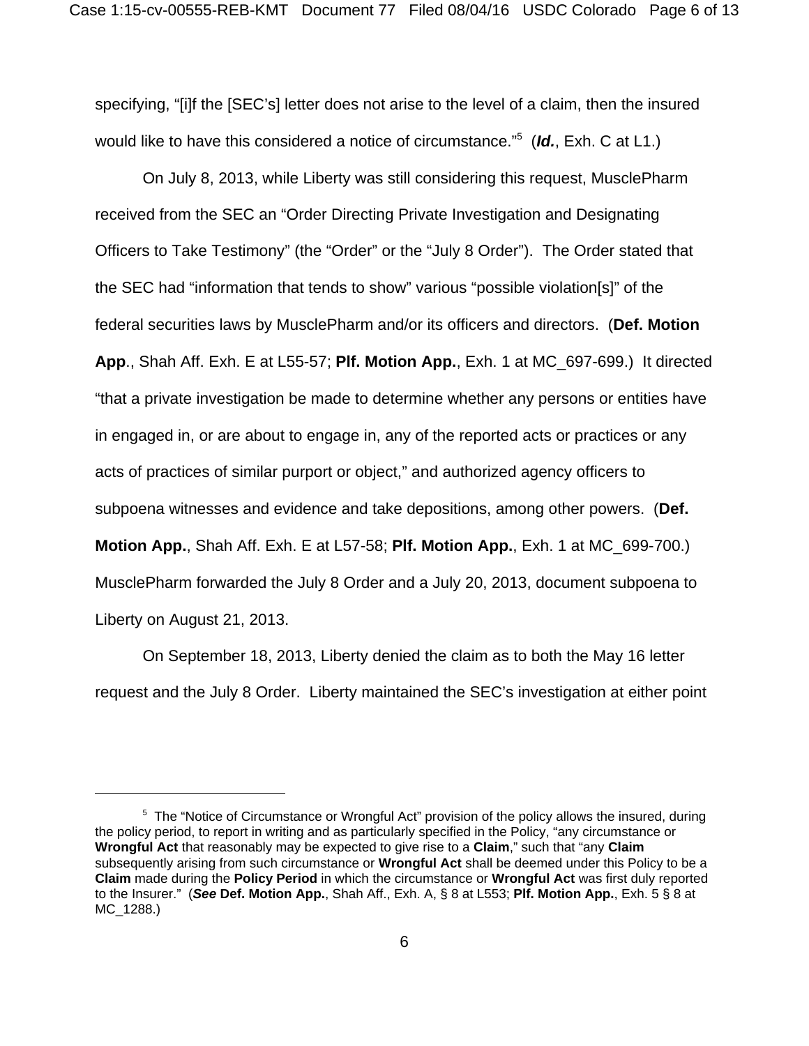specifying, "[i]f the [SEC's] letter does not arise to the level of a claim, then the insured would like to have this considered a notice of circumstance."[5] (***Id.***, Exh. C at L1.)

On July 8, 2013, while Liberty was still considering this request, MusclePharm received from the SEC an "Order Directing Private Investigation and Designating Officers to Take Testimony" (the "Order" or the "July 8 Order"). The Order stated that the SEC had "information that tends to show" various "possible violation[s]" of the federal securities laws by MusclePharm and/or its officers and directors. (**Def. Motion App**., Shah Aff. Exh. E at L55-57; **Plf. Motion App.**, Exh. 1 at MC_697-699.) It directed "that a private investigation be made to determine whether any persons or entities have in engaged in, or are about to engage in, any of the reported acts or practices or any acts of practices of similar purport or object," and authorized agency officers to subpoena witnesses and evidence and take depositions, among other powers. (**Def. Motion App.**, Shah Aff. Exh. E at L57-58; **Plf. Motion App.**, Exh. 1 at MC_699-700.) MusclePharm forwarded the July 8 Order and a July 20, 2013, document subpoena to Liberty on August 21, 2013.

On September 18, 2013, Liberty denied the claim as to both the May 16 letter request and the July 8 Order. Liberty maintained the SEC's investigation at either point

---

[5] The "Notice of Circumstance or Wrongful Act" provision of the policy allows the insured, during the policy period, to report in writing and as particularly specified in the Policy, "any circumstance or **Wrongful Act** that reasonably may be expected to give rise to a **Claim**," such that "any **Claim** subsequently arising from such circumstance or **Wrongful Act** shall be deemed under this Policy to be a **Claim** made during the **Policy Period** in which the circumstance or **Wrongful Act** was first duly reported to the Insurer." (***See*** **Def. Motion App.**, Shah Aff., Exh. A, § 8 at L553; **Plf. Motion App.**, Exh. 5 § 8 at MC_1288.)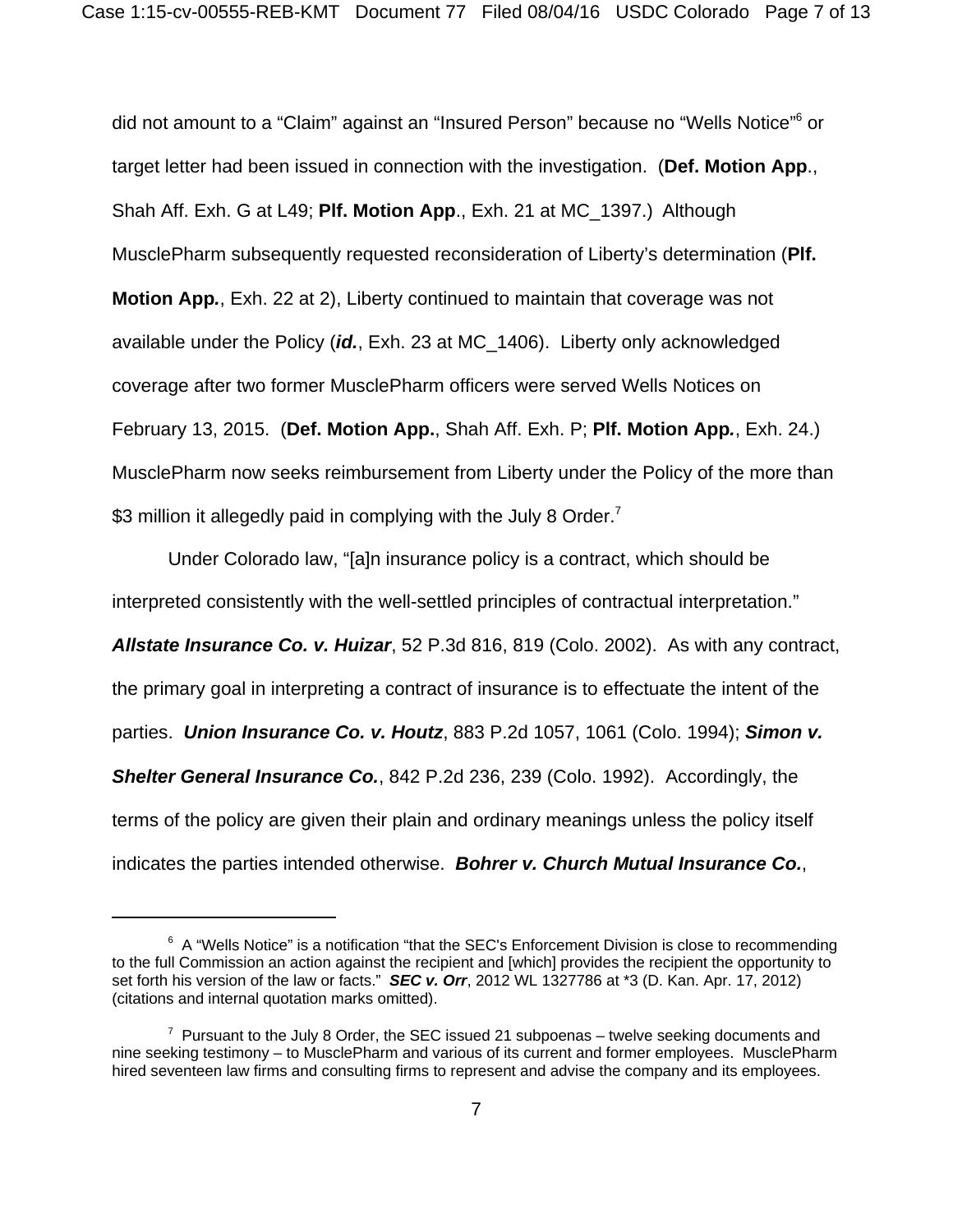did not amount to a "Claim" against an "Insured Person" because no "Wells Notice"[6] or target letter had been issued in connection with the investigation. (**Def. Motion App**., Shah Aff. Exh. G at L49; **Plf. Motion App**., Exh. 21 at MC_1397.) Although MusclePharm subsequently requested reconsideration of Liberty's determination (**Plf. Motion App.**, Exh. 22 at 2), Liberty continued to maintain that coverage was not available under the Policy (***id.***, Exh. 23 at MC_1406). Liberty only acknowledged coverage after two former MusclePharm officers were served Wells Notices on February 13, 2015. (**Def. Motion App.**, Shah Aff. Exh. P; **Plf. Motion App.**, Exh. 24.) MusclePharm now seeks reimbursement from Liberty under the Policy of the more than $3 million it allegedly paid in complying with the July 8 Order.[7]

Under Colorado law, "[a]n insurance policy is a contract, which should be interpreted consistently with the well-settled principles of contractual interpretation." ***Allstate Insurance Co. v. Huizar***, 52 P.3d 816, 819 (Colo. 2002). As with any contract, the primary goal in interpreting a contract of insurance is to effectuate the intent of the parties. ***Union Insurance Co. v. Houtz***, 883 P.2d 1057, 1061 (Colo. 1994); ***Simon v. Shelter General Insurance Co.***, 842 P.2d 236, 239 (Colo. 1992). Accordingly, the terms of the policy are given their plain and ordinary meanings unless the policy itself indicates the parties intended otherwise. ***Bohrer v. Church Mutual Insurance Co.***,

---

[6] A "Wells Notice" is a notification "that the SEC's Enforcement Division is close to recommending to the full Commission an action against the recipient and [which] provides the recipient the opportunity to set forth his version of the law or facts." ***SEC v. Orr***, 2012 WL 1327786 at *3 (D. Kan. Apr. 17, 2012) (citations and internal quotation marks omitted).

[7] Pursuant to the July 8 Order, the SEC issued 21 subpoenas – twelve seeking documents and nine seeking testimony – to MusclePharm and various of its current and former employees. MusclePharm hired seventeen law firms and consulting firms to represent and advise the company and its employees.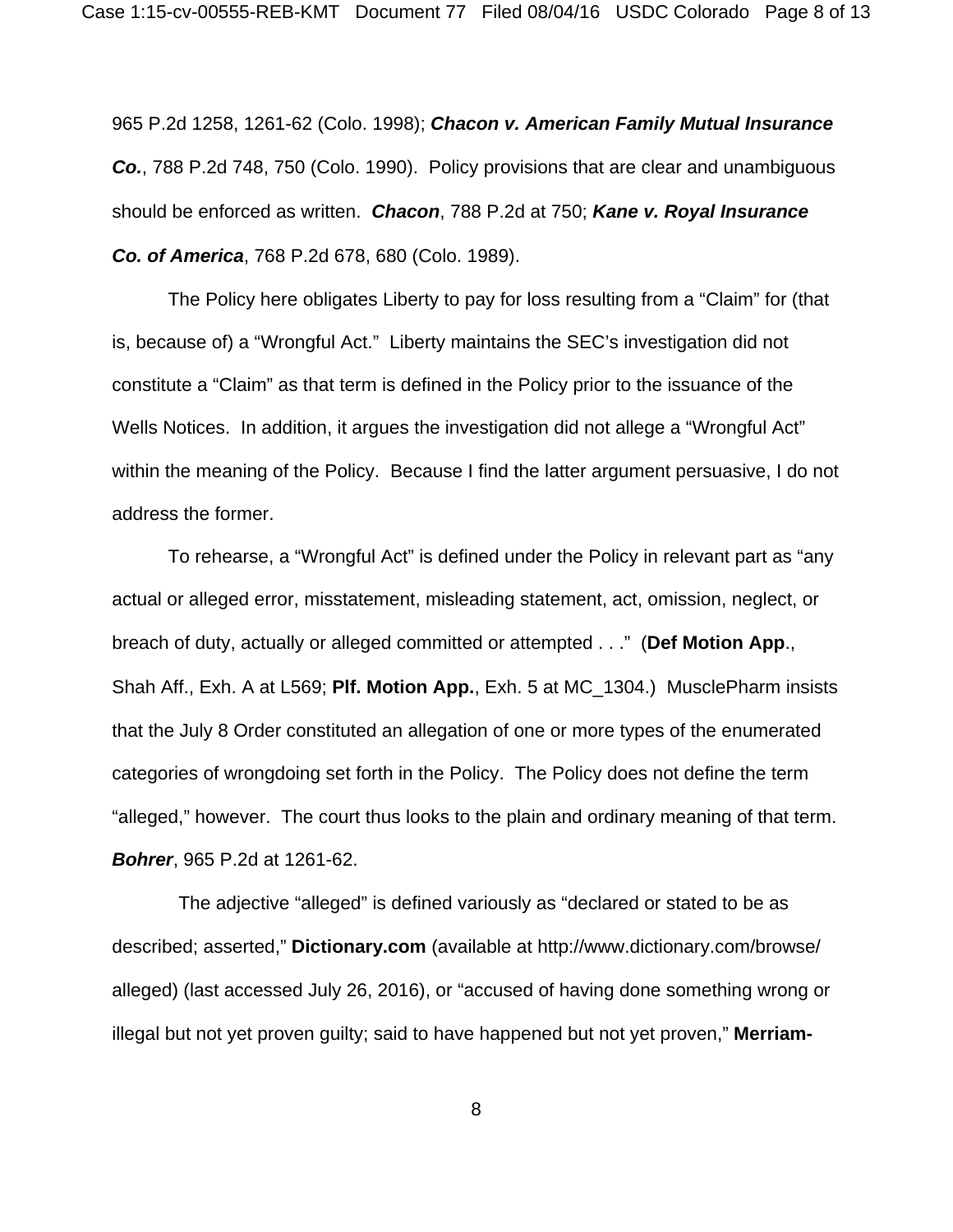965 P.2d 1258, 1261-62 (Colo. 1998); ***Chacon v. American Family Mutual Insurance Co.***, 788 P.2d 748, 750 (Colo. 1990). Policy provisions that are clear and unambiguous should be enforced as written. ***Chacon***, 788 P.2d at 750; ***Kane v. Royal Insurance Co. of America***, 768 P.2d 678, 680 (Colo. 1989).

The Policy here obligates Liberty to pay for loss resulting from a "Claim" for (that is, because of) a "Wrongful Act." Liberty maintains the SEC's investigation did not constitute a "Claim" as that term is defined in the Policy prior to the issuance of the Wells Notices. In addition, it argues the investigation did not allege a "Wrongful Act" within the meaning of the Policy. Because I find the latter argument persuasive, I do not address the former.

To rehearse, a "Wrongful Act" is defined under the Policy in relevant part as "any actual or alleged error, misstatement, misleading statement, act, omission, neglect, or breach of duty, actually or alleged committed or attempted . . ." (**Def Motion App**., Shah Aff., Exh. A at L569; **Plf. Motion App.**, Exh. 5 at MC_1304.) MusclePharm insists that the July 8 Order constituted an allegation of one or more types of the enumerated categories of wrongdoing set forth in the Policy. The Policy does not define the term "alleged," however. The court thus looks to the plain and ordinary meaning of that term. ***Bohrer***, 965 P.2d at 1261-62.

The adjective "alleged" is defined variously as "declared or stated to be as described; asserted," **Dictionary.com** (available at http://www.dictionary.com/browse/alleged) (last accessed July 26, 2016), or "accused of having done something wrong or illegal but not yet proven guilty; said to have happened but not yet proven," **Merriam-**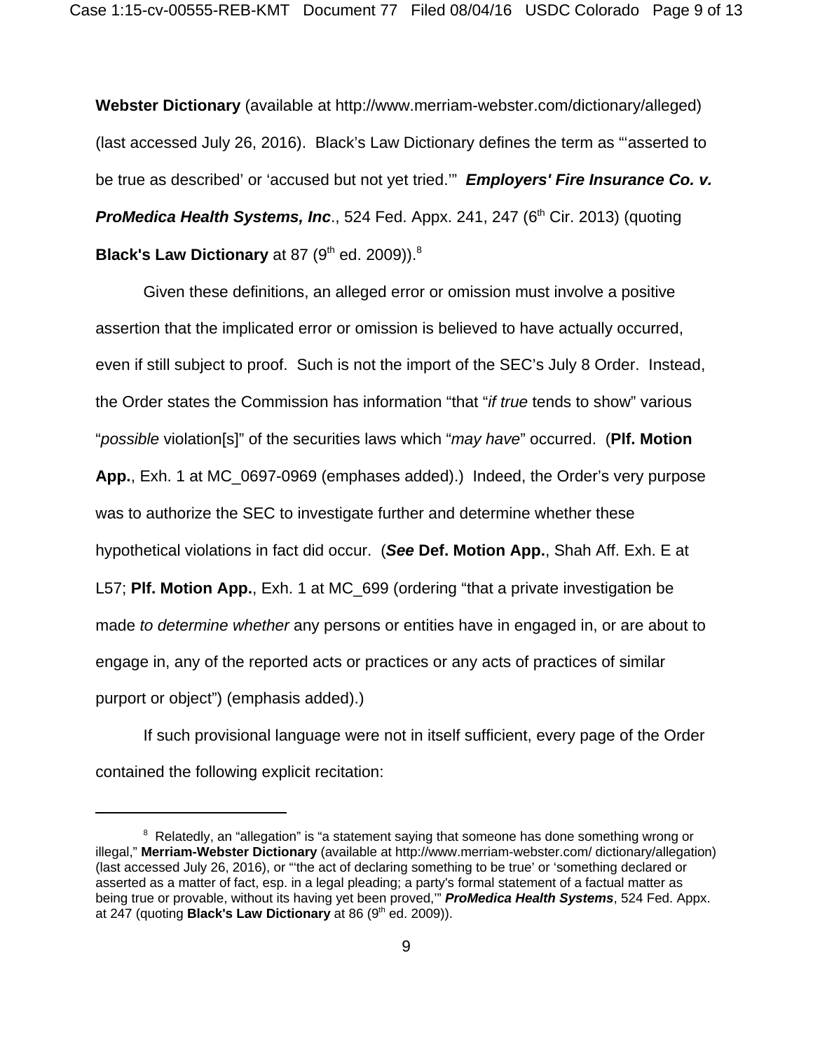**Webster Dictionary** (available at http://www.merriam-webster.com/dictionary/alleged) (last accessed July 26, 2016). Black's Law Dictionary defines the term as "'asserted to be true as described' or 'accused but not yet tried.'" ***Employers' Fire Insurance Co. v. ProMedica Health Systems, Inc***., 524 Fed. Appx. 241, 247 (6th Cir. 2013) (quoting **Black's Law Dictionary** at 87 (9th ed. 2009)).[8]

Given these definitions, an alleged error or omission must involve a positive assertion that the implicated error or omission is believed to have actually occurred, even if still subject to proof. Such is not the import of the SEC's July 8 Order. Instead, the Order states the Commission has information "that "*if true* tends to show" various "*possible* violation[s]" of the securities laws which "*may have*" occurred. (**Plf. Motion App.**, Exh. 1 at MC_0697-0969 (emphases added).) Indeed, the Order's very purpose was to authorize the SEC to investigate further and determine whether these hypothetical violations in fact did occur. (***See*** **Def. Motion App.**, Shah Aff. Exh. E at L57; **Plf. Motion App.**, Exh. 1 at MC_699 (ordering "that a private investigation be made *to determine whether* any persons or entities have in engaged in, or are about to engage in, any of the reported acts or practices or any acts of practices of similar purport or object") (emphasis added).)

If such provisional language were not in itself sufficient, every page of the Order contained the following explicit recitation:

---

[8] Relatedly, an "allegation" is "a statement saying that someone has done something wrong or illegal," **Merriam-Webster Dictionary** (available at http://www.merriam-webster.com/ dictionary/allegation) (last accessed July 26, 2016), or "'the act of declaring something to be true' or 'something declared or asserted as a matter of fact, esp. in a legal pleading; a party's formal statement of a factual matter as being true or provable, without its having yet been proved,'" ***ProMedica Health Systems***, 524 Fed. Appx. at 247 (quoting **Black's Law Dictionary** at 86 (9th ed. 2009)).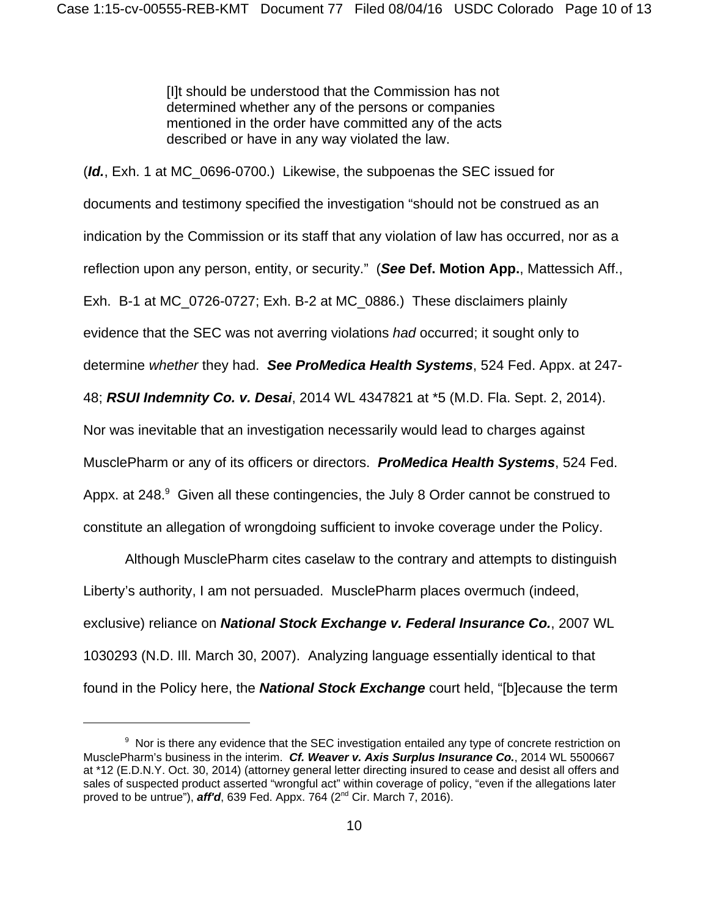> [I]t should be understood that the Commission has not determined whether any of the persons or companies mentioned in the order have committed any of the acts described or have in any way violated the law.

(***Id.***, Exh. 1 at MC_0696-0700.) Likewise, the subpoenas the SEC issued for documents and testimony specified the investigation "should not be construed as an indication by the Commission or its staff that any violation of law has occurred, nor as a reflection upon any person, entity, or security." (***See* Def. Motion App.**, Mattessich Aff., Exh. B-1 at MC_0726-0727; Exh. B-2 at MC_0886.) These disclaimers plainly evidence that the SEC was not averring violations *had* occurred; it sought only to determine *whether* they had. ***See ProMedica Health Systems***, 524 Fed. Appx. at 247-48; ***RSUI Indemnity Co. v. Desai***, 2014 WL 4347821 at *5 (M.D. Fla. Sept. 2, 2014). Nor was inevitable that an investigation necessarily would lead to charges against MusclePharm or any of its officers or directors. ***ProMedica Health Systems***, 524 Fed. Appx. at 248.[9] Given all these contingencies, the July 8 Order cannot be construed to constitute an allegation of wrongdoing sufficient to invoke coverage under the Policy.

Although MusclePharm cites caselaw to the contrary and attempts to distinguish Liberty's authority, I am not persuaded. MusclePharm places overmuch (indeed, exclusive) reliance on ***National Stock Exchange v. Federal Insurance Co.***, 2007 WL 1030293 (N.D. Ill. March 30, 2007). Analyzing language essentially identical to that found in the Policy here, the ***National Stock Exchange*** court held, "[b]ecause the term

---

[9] Nor is there any evidence that the SEC investigation entailed any type of concrete restriction on MusclePharm's business in the interim. ***Cf. Weaver v. Axis Surplus Insurance Co.***, 2014 WL 5500667 at *12 (E.D.N.Y. Oct. 30, 2014) (attorney general letter directing insured to cease and desist all offers and sales of suspected product asserted "wrongful act" within coverage of policy, "even if the allegations later proved to be untrue"), ***aff'd***, 639 Fed. Appx. 764 (2nd Cir. March 7, 2016).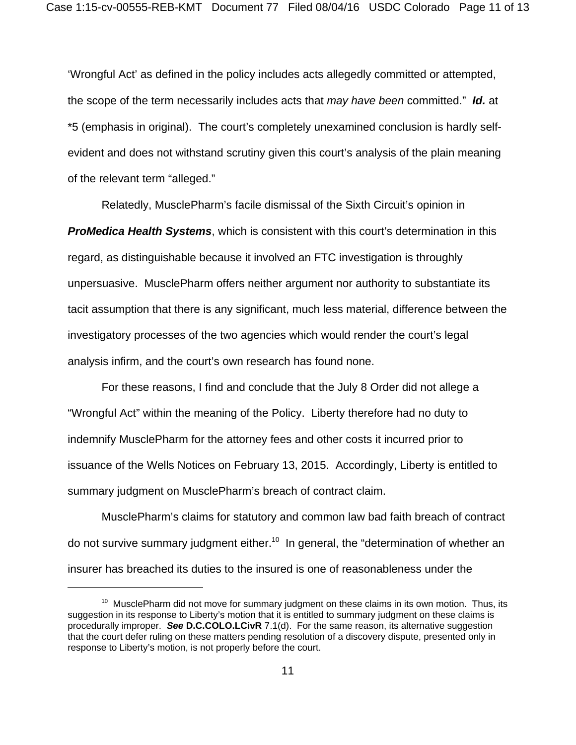'Wrongful Act' as defined in the policy includes acts allegedly committed or attempted, the scope of the term necessarily includes acts that *may have been* committed." ***Id.*** at *5 (emphasis in original). The court's completely unexamined conclusion is hardly self-evident and does not withstand scrutiny given this court's analysis of the plain meaning of the relevant term "alleged."

Relatedly, MusclePharm's facile dismissal of the Sixth Circuit's opinion in ***ProMedica Health Systems***, which is consistent with this court's determination in this regard, as distinguishable because it involved an FTC investigation is throughly unpersuasive. MusclePharm offers neither argument nor authority to substantiate its tacit assumption that there is any significant, much less material, difference between the investigatory processes of the two agencies which would render the court's legal analysis infirm, and the court's own research has found none.

For these reasons, I find and conclude that the July 8 Order did not allege a "Wrongful Act" within the meaning of the Policy. Liberty therefore had no duty to indemnify MusclePharm for the attorney fees and other costs it incurred prior to issuance of the Wells Notices on February 13, 2015. Accordingly, Liberty is entitled to summary judgment on MusclePharm's breach of contract claim.

MusclePharm's claims for statutory and common law bad faith breach of contract do not survive summary judgment either.[10] In general, the "determination of whether an insurer has breached its duties to the insured is one of reasonableness under the

---

[10] MusclePharm did not move for summary judgment on these claims in its own motion. Thus, its suggestion in its response to Liberty's motion that it is entitled to summary judgment on these claims is procedurally improper. ***See*** **D.C.COLO.LCivR** 7.1(d). For the same reason, its alternative suggestion that the court defer ruling on these matters pending resolution of a discovery dispute, presented only in response to Liberty's motion, is not properly before the court.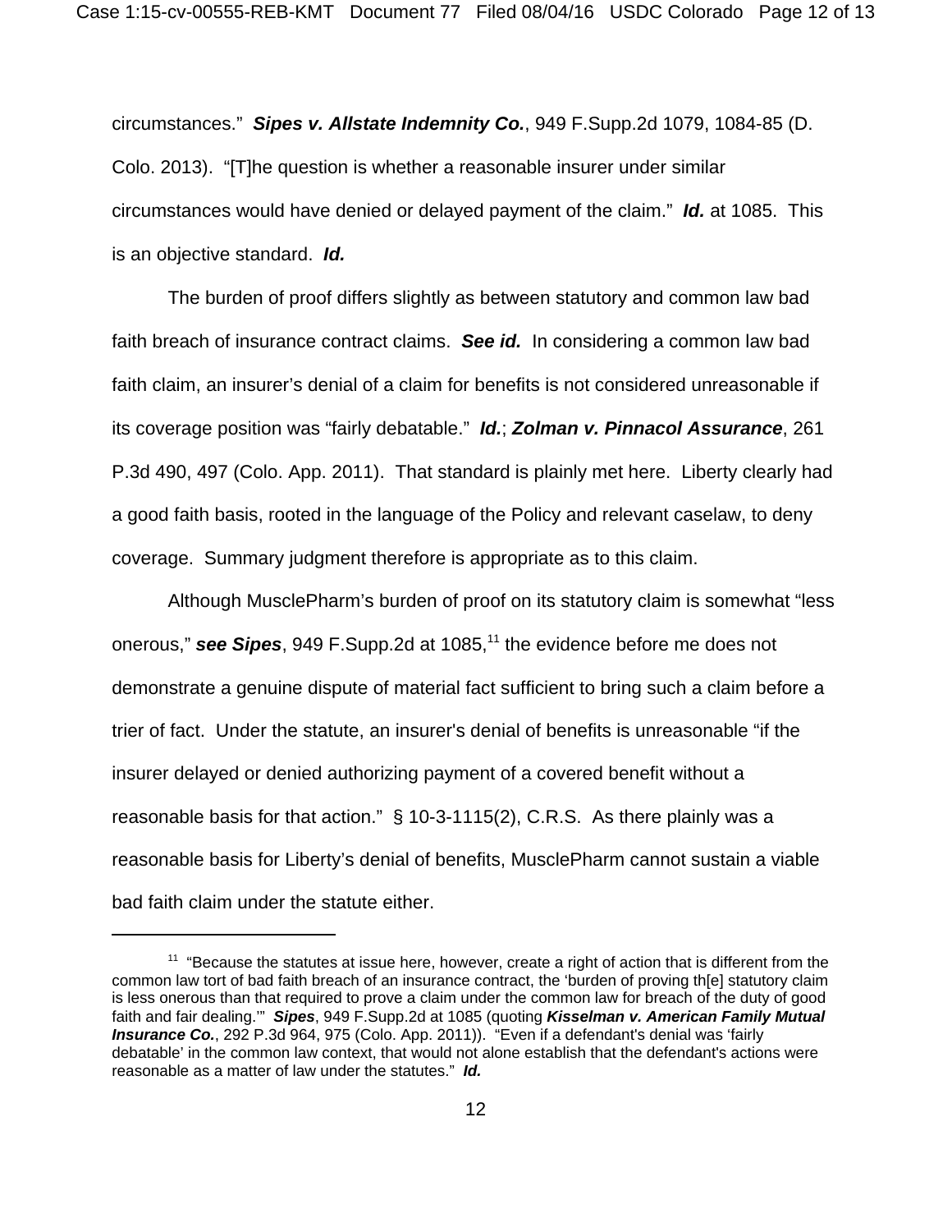circumstances." ***Sipes v. Allstate Indemnity Co.***, 949 F.Supp.2d 1079, 1084-85 (D. Colo. 2013). "[T]he question is whether a reasonable insurer under similar circumstances would have denied or delayed payment of the claim." ***Id.*** at 1085. This is an objective standard. ***Id.***

The burden of proof differs slightly as between statutory and common law bad faith breach of insurance contract claims. ***See id.*** In considering a common law bad faith claim, an insurer's denial of a claim for benefits is not considered unreasonable if its coverage position was "fairly debatable." ***Id.***; ***Zolman v. Pinnacol Assurance***, 261 P.3d 490, 497 (Colo. App. 2011). That standard is plainly met here. Liberty clearly had a good faith basis, rooted in the language of the Policy and relevant caselaw, to deny coverage. Summary judgment therefore is appropriate as to this claim.

Although MusclePharm's burden of proof on its statutory claim is somewhat "less onerous," ***see Sipes***, 949 F.Supp.2d at 1085,[11] the evidence before me does not demonstrate a genuine dispute of material fact sufficient to bring such a claim before a trier of fact. Under the statute, an insurer's denial of benefits is unreasonable "if the insurer delayed or denied authorizing payment of a covered benefit without a reasonable basis for that action." § 10-3-1115(2), C.R.S. As there plainly was a reasonable basis for Liberty's denial of benefits, MusclePharm cannot sustain a viable bad faith claim under the statute either.

---

[11] "Because the statutes at issue here, however, create a right of action that is different from the common law tort of bad faith breach of an insurance contract, the 'burden of proving th[e] statutory claim is less onerous than that required to prove a claim under the common law for breach of the duty of good faith and fair dealing.'" ***Sipes***, 949 F.Supp.2d at 1085 (quoting ***Kisselman v. American Family Mutual Insurance Co.***, 292 P.3d 964, 975 (Colo. App. 2011)). "Even if a defendant's denial was 'fairly debatable' in the common law context, that would not alone establish that the defendant's actions were reasonable as a matter of law under the statutes." ***Id.***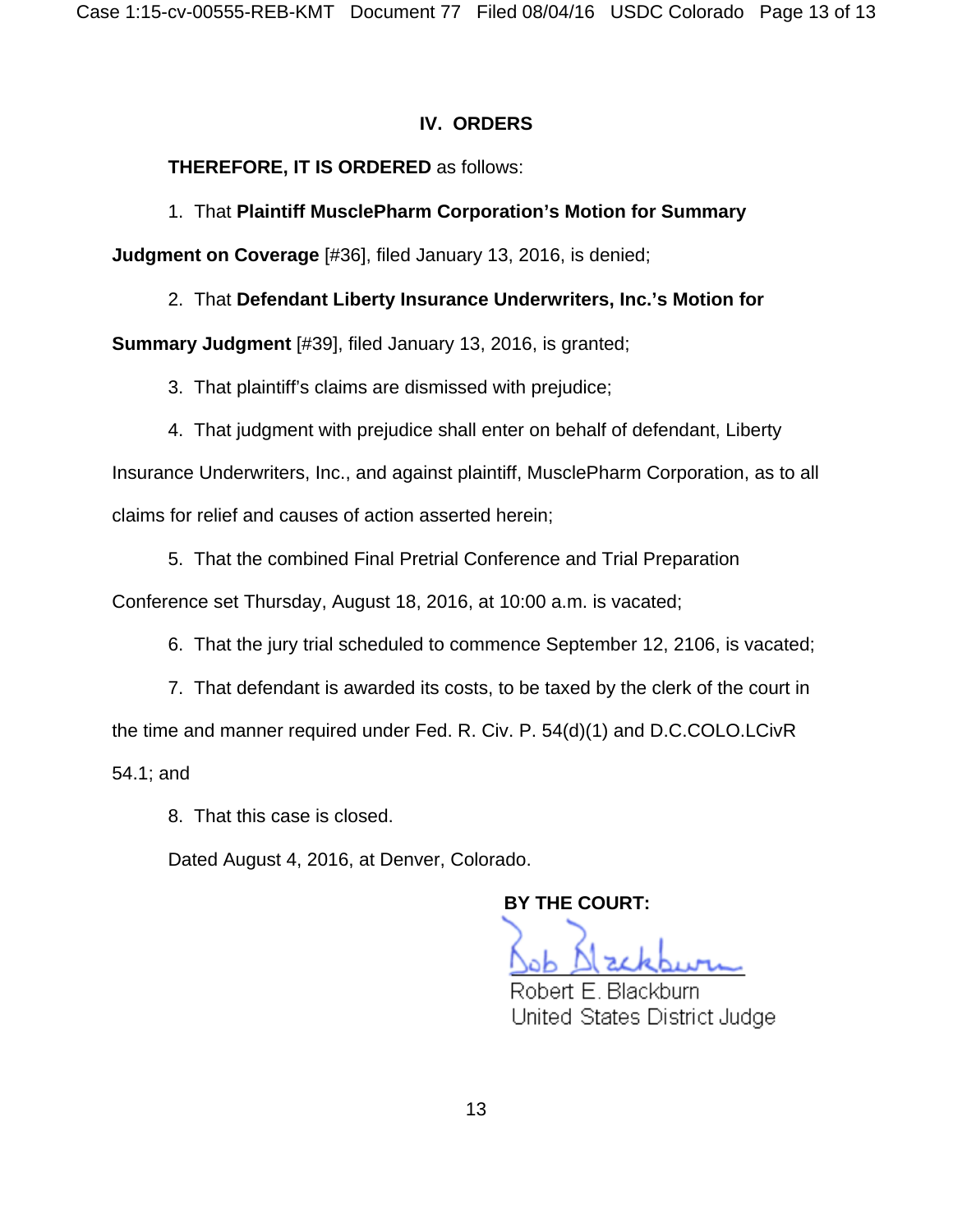## IV. ORDERS

**THEREFORE, IT IS ORDERED** as follows:

1. That **Plaintiff MusclePharm Corporation's Motion for Summary Judgment on Coverage** [#36], filed January 13, 2016, is denied;

2. That **Defendant Liberty Insurance Underwriters, Inc.'s Motion for Summary Judgment** [#39], filed January 13, 2016, is granted;

3. That plaintiff's claims are dismissed with prejudice;

4. That judgment with prejudice shall enter on behalf of defendant, Liberty Insurance Underwriters, Inc., and against plaintiff, MusclePharm Corporation, as to all claims for relief and causes of action asserted herein;

5. That the combined Final Pretrial Conference and Trial Preparation Conference set Thursday, August 18, 2016, at 10:00 a.m. is vacated;

6. That the jury trial scheduled to commence September 12, 2106, is vacated;

7. That defendant is awarded its costs, to be taxed by the clerk of the court in the time and manner required under Fed. R. Civ. P. 54(d)(1) and D.C.COLO.LCivR 54.1; and

8. That this case is closed.

Dated August 4, 2016, at Denver, Colorado.

**BY THE COURT:**

Robert E. Blackburn
United States District Judge